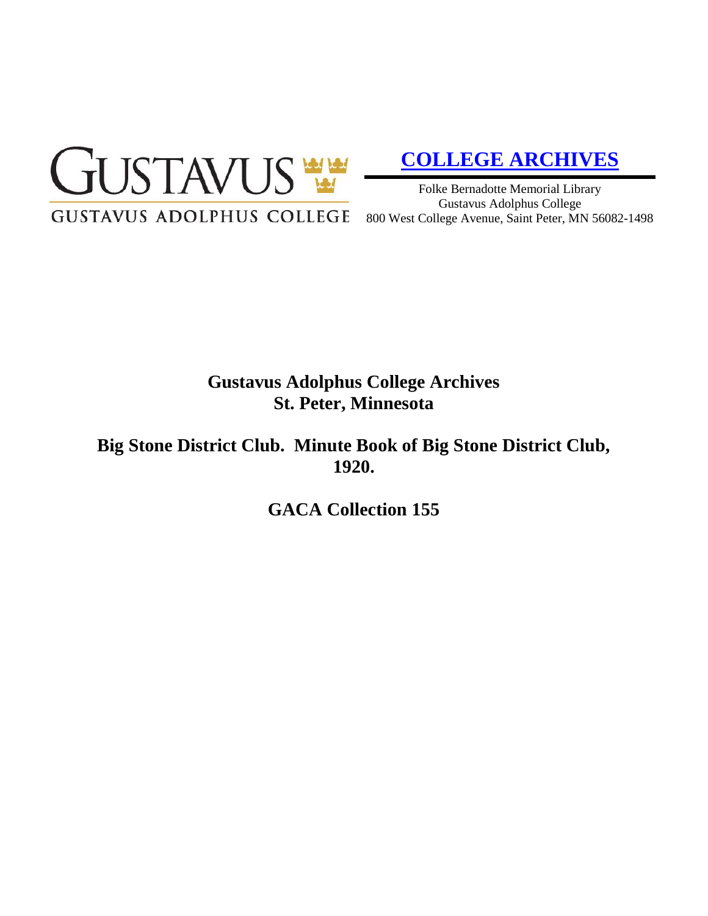GUSTAVUS

GUSTAVUS ADOLPHUS COLLEGE

**COLLEGE ARCHIVES**

Folke Bernadotte Memorial Library
Gustavus Adolphus College
800 West College Avenue, Saint Peter, MN 56082-1498

# Gustavus Adolphus College Archives
# St. Peter, Minnesota

## Big Stone District Club. Minute Book of Big Stone District Club, 1920.

## GACA Collection 155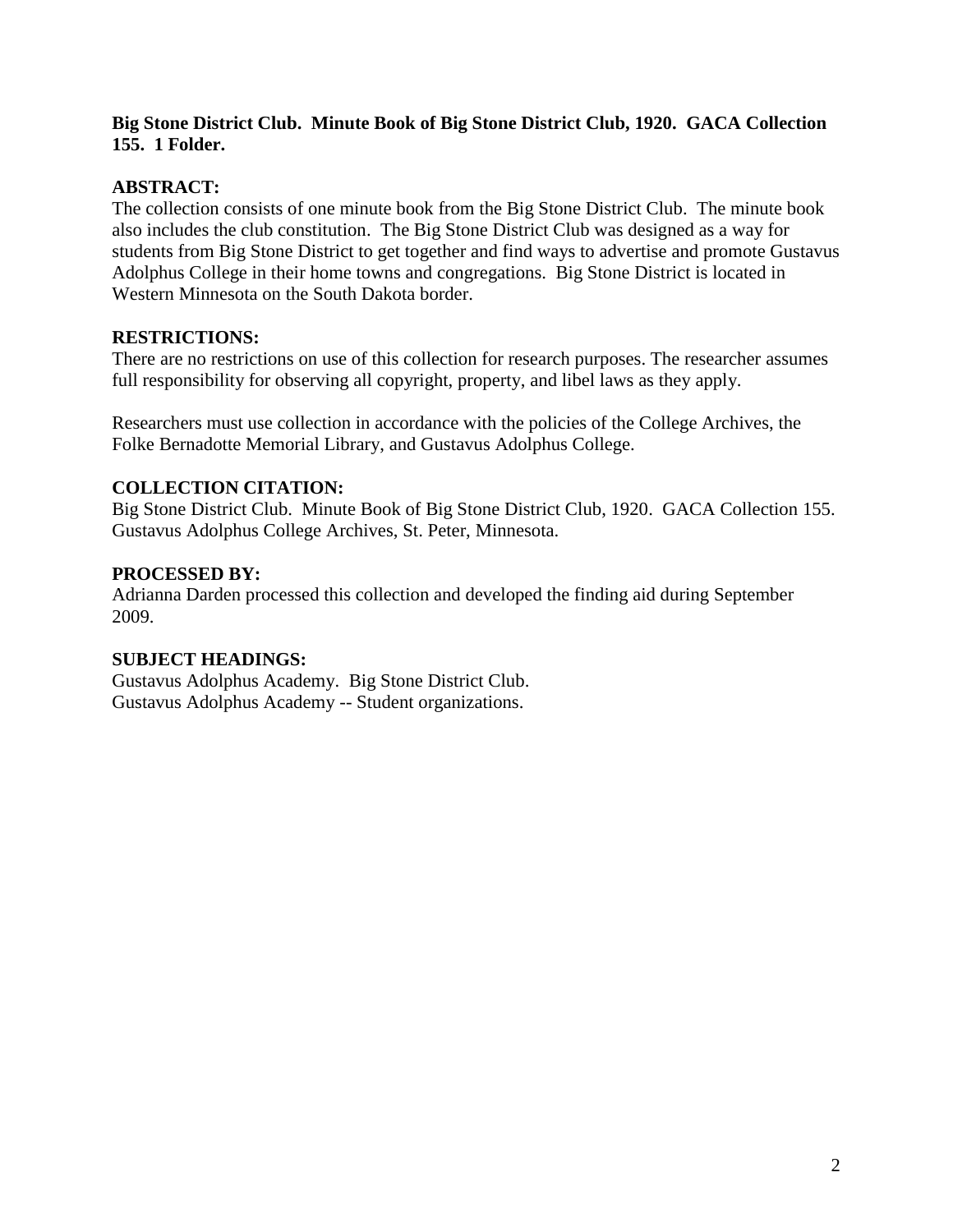**Big Stone District Club. Minute Book of Big Stone District Club, 1920. GACA Collection 155. 1 Folder.**

**ABSTRACT:**
The collection consists of one minute book from the Big Stone District Club. The minute book also includes the club constitution. The Big Stone District Club was designed as a way for students from Big Stone District to get together and find ways to advertise and promote Gustavus Adolphus College in their home towns and congregations. Big Stone District is located in Western Minnesota on the South Dakota border.

**RESTRICTIONS:**
There are no restrictions on use of this collection for research purposes. The researcher assumes full responsibility for observing all copyright, property, and libel laws as they apply.

Researchers must use collection in accordance with the policies of the College Archives, the Folke Bernadotte Memorial Library, and Gustavus Adolphus College.

**COLLECTION CITATION:**
Big Stone District Club. Minute Book of Big Stone District Club, 1920. GACA Collection 155. Gustavus Adolphus College Archives, St. Peter, Minnesota.

**PROCESSED BY:**
Adrianna Darden processed this collection and developed the finding aid during September 2009.

**SUBJECT HEADINGS:**
Gustavus Adolphus Academy. Big Stone District Club.
Gustavus Adolphus Academy -- Student organizations.